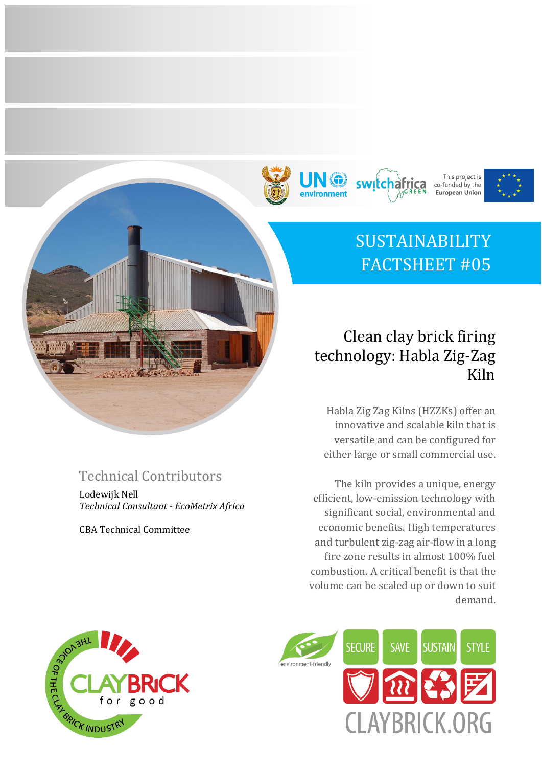# SUSTAINABILITY FACTSHEET #05

## Clean clay brick firing technology: Habla Zig-Zag Kiln

Habla Zig Zag Kilns (HZZKs) offer an innovative and scalable kiln that is versatile and can be configured for either large or small commercial use.

The kiln provides a unique, energy efficient, low-emission technology with significant social, environmental and economic benefits. High temperatures and turbulent zig-zag air-flow in a long fire zone results in almost 100% fuel combustion. A critical benefit is that the volume can be scaled up or down to suit demand.

### Technical Contributors

Lodewijk Nell
*Technical Consultant - EcoMetrix Africa*

CBA Technical Committee

This project is co-funded by the European Union

SECURE SAVE SUSTAIN STYLE

CLAYBRICK.ORG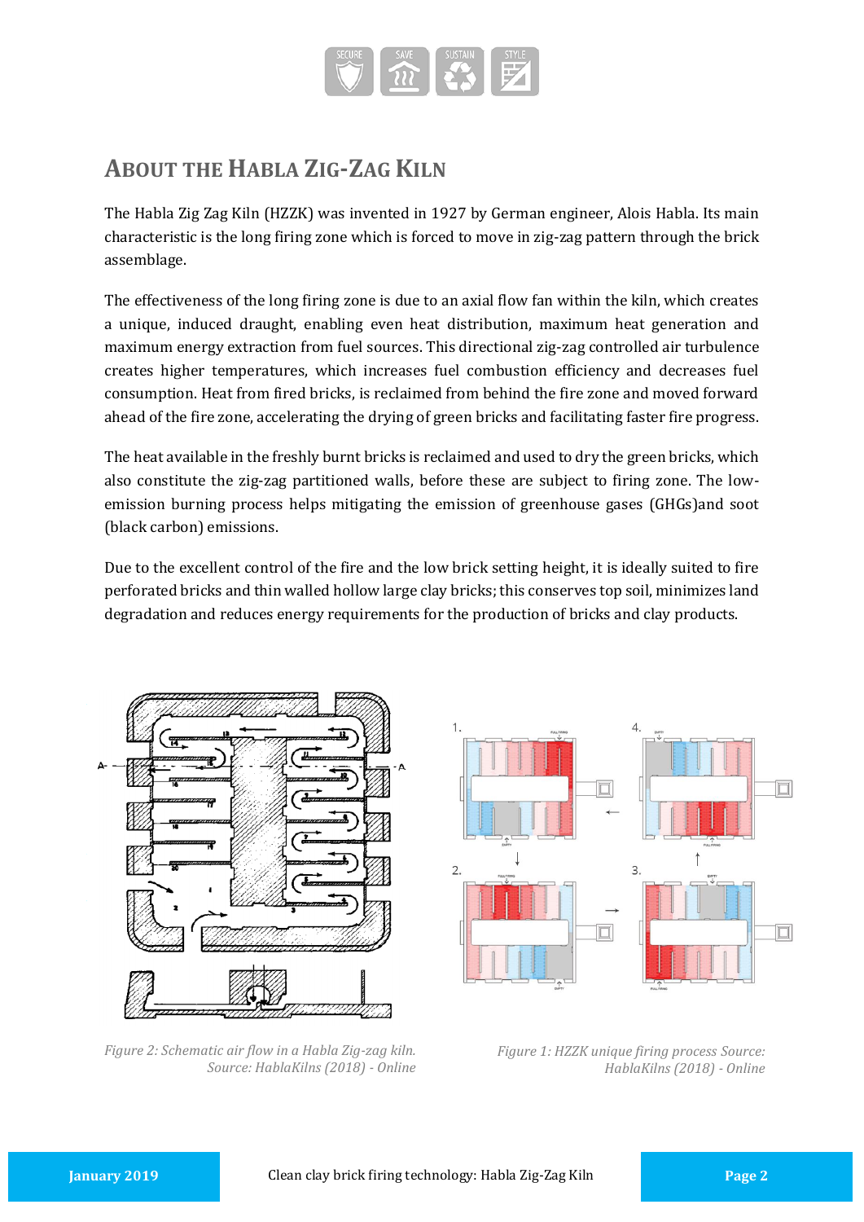## About the Habla Zig-Zag Kiln

The Habla Zig Zag Kiln (HZZK) was invented in 1927 by German engineer, Alois Habla. Its main characteristic is the long firing zone which is forced to move in zig-zag pattern through the brick assemblage.

The effectiveness of the long firing zone is due to an axial flow fan within the kiln, which creates a unique, induced draught, enabling even heat distribution, maximum heat generation and maximum energy extraction from fuel sources. This directional zig-zag controlled air turbulence creates higher temperatures, which increases fuel combustion efficiency and decreases fuel consumption. Heat from fired bricks, is reclaimed from behind the fire zone and moved forward ahead of the fire zone, accelerating the drying of green bricks and facilitating faster fire progress.

The heat available in the freshly burnt bricks is reclaimed and used to dry the green bricks, which also constitute the zig-zag partitioned walls, before these are subject to firing zone. The low-emission burning process helps mitigating the emission of greenhouse gases (GHGs)and soot (black carbon) emissions.

Due to the excellent control of the fire and the low brick setting height, it is ideally suited to fire perforated bricks and thin walled hollow large clay bricks; this conserves top soil, minimizes land degradation and reduces energy requirements for the production of bricks and clay products.

*Figure 2: Schematic air flow in a Habla Zig-zag kiln. Source: HablaKilns (2018) - Online*

*Figure 1: HZZK unique firing process Source: HablaKilns (2018) - Online*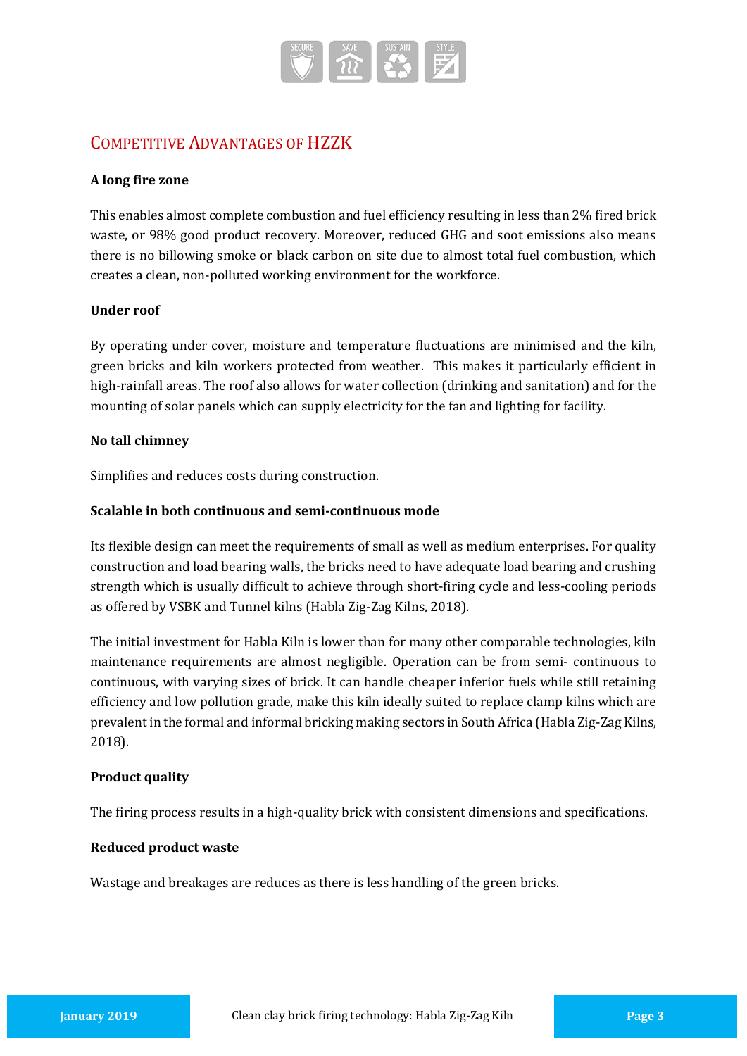## Competitive Advantages of HZZK

**A long fire zone**

This enables almost complete combustion and fuel efficiency resulting in less than 2% fired brick waste, or 98% good product recovery. Moreover, reduced GHG and soot emissions also means there is no billowing smoke or black carbon on site due to almost total fuel combustion, which creates a clean, non-polluted working environment for the workforce.

**Under roof**

By operating under cover, moisture and temperature fluctuations are minimised and the kiln, green bricks and kiln workers protected from weather. This makes it particularly efficient in high-rainfall areas. The roof also allows for water collection (drinking and sanitation) and for the mounting of solar panels which can supply electricity for the fan and lighting for facility.

**No tall chimney**

Simplifies and reduces costs during construction.

**Scalable in both continuous and semi-continuous mode**

Its flexible design can meet the requirements of small as well as medium enterprises. For quality construction and load bearing walls, the bricks need to have adequate load bearing and crushing strength which is usually difficult to achieve through short-firing cycle and less-cooling periods as offered by VSBK and Tunnel kilns (Habla Zig-Zag Kilns, 2018).

The initial investment for Habla Kiln is lower than for many other comparable technologies, kiln maintenance requirements are almost negligible. Operation can be from semi- continuous to continuous, with varying sizes of brick. It can handle cheaper inferior fuels while still retaining efficiency and low pollution grade, make this kiln ideally suited to replace clamp kilns which are prevalent in the formal and informal bricking making sectors in South Africa (Habla Zig-Zag Kilns, 2018).

**Product quality**

The firing process results in a high-quality brick with consistent dimensions and specifications.

**Reduced product waste**

Wastage and breakages are reduces as there is less handling of the green bricks.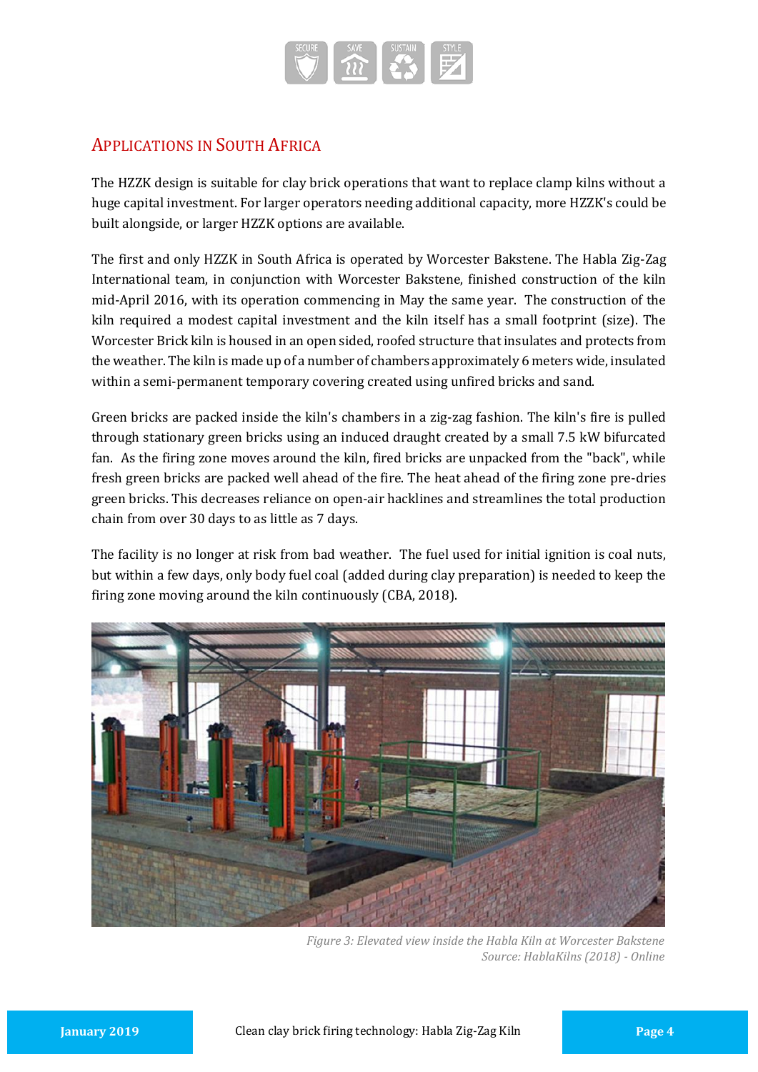## Applications in South Africa

The HZZK design is suitable for clay brick operations that want to replace clamp kilns without a huge capital investment. For larger operators needing additional capacity, more HZZK's could be built alongside, or larger HZZK options are available.

The first and only HZZK in South Africa is operated by Worcester Bakstene. The Habla Zig-Zag International team, in conjunction with Worcester Bakstene, finished construction of the kiln mid-April 2016, with its operation commencing in May the same year. The construction of the kiln required a modest capital investment and the kiln itself has a small footprint (size). The Worcester Brick kiln is housed in an open sided, roofed structure that insulates and protects from the weather. The kiln is made up of a number of chambers approximately 6 meters wide, insulated within a semi-permanent temporary covering created using unfired bricks and sand.

Green bricks are packed inside the kiln's chambers in a zig-zag fashion. The kiln's fire is pulled through stationary green bricks using an induced draught created by a small 7.5 kW bifurcated fan. As the firing zone moves around the kiln, fired bricks are unpacked from the "back", while fresh green bricks are packed well ahead of the fire. The heat ahead of the firing zone pre-dries green bricks. This decreases reliance on open-air hacklines and streamlines the total production chain from over 30 days to as little as 7 days.

The facility is no longer at risk from bad weather. The fuel used for initial ignition is coal nuts, but within a few days, only body fuel coal (added during clay preparation) is needed to keep the firing zone moving around the kiln continuously (CBA, 2018).

*Figure 3: Elevated view inside the Habla Kiln at Worcester Bakstene*
*Source: HablaKilns (2018) - Online*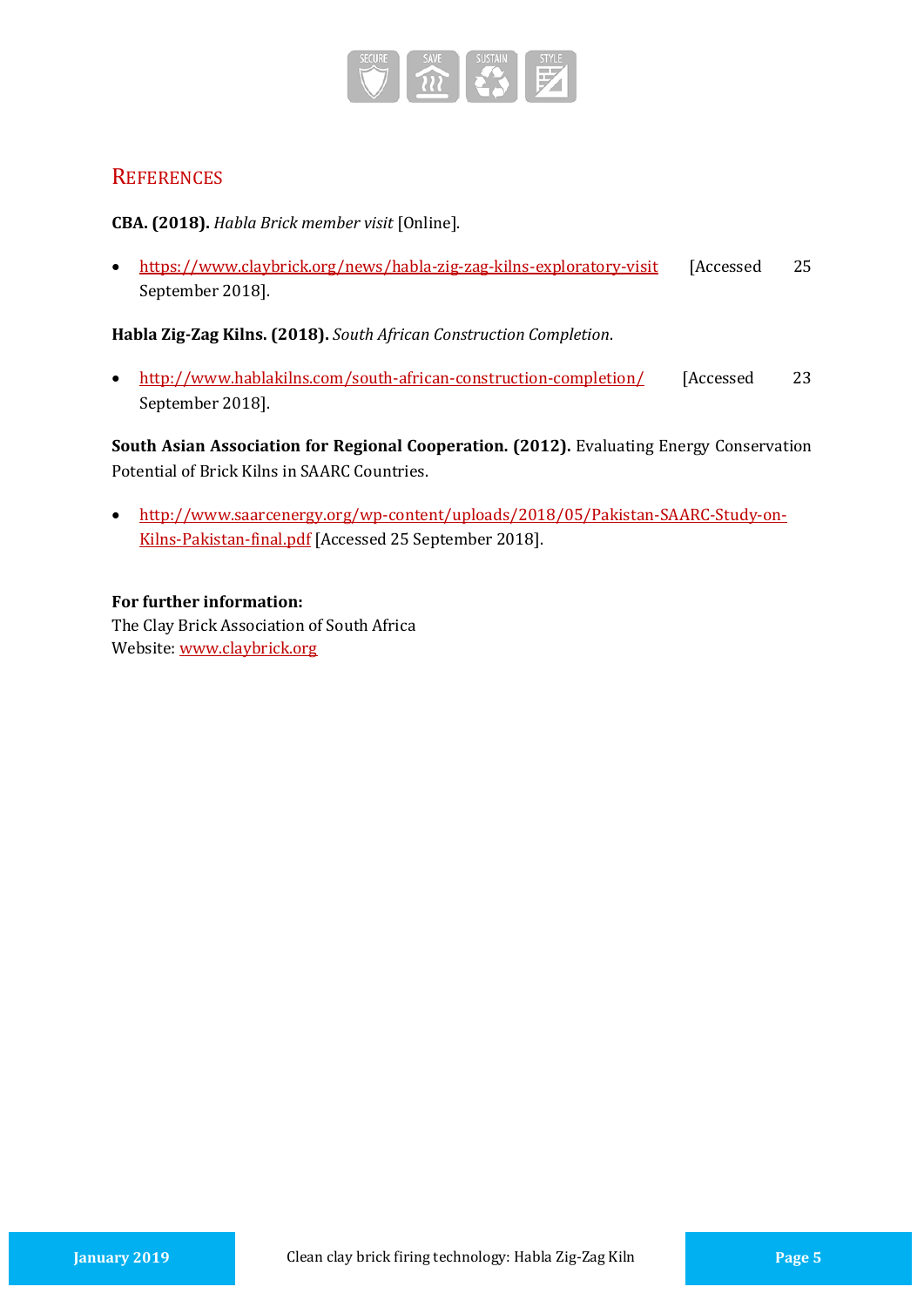## References

**CBA. (2018).** *Habla Brick member visit* [Online].

- https://www.claybrick.org/news/habla-zig-zag-kilns-exploratory-visit [Accessed 25 September 2018].

**Habla Zig-Zag Kilns. (2018).** *South African Construction Completion*.

- http://www.hablakilns.com/south-african-construction-completion/ [Accessed 23 September 2018].

**South Asian Association for Regional Cooperation. (2012).** Evaluating Energy Conservation Potential of Brick Kilns in SAARC Countries.

- http://www.saarcenergy.org/wp-content/uploads/2018/05/Pakistan-SAARC-Study-on-Kilns-Pakistan-final.pdf [Accessed 25 September 2018].

**For further information:**
The Clay Brick Association of South Africa
Website: www.claybrick.org